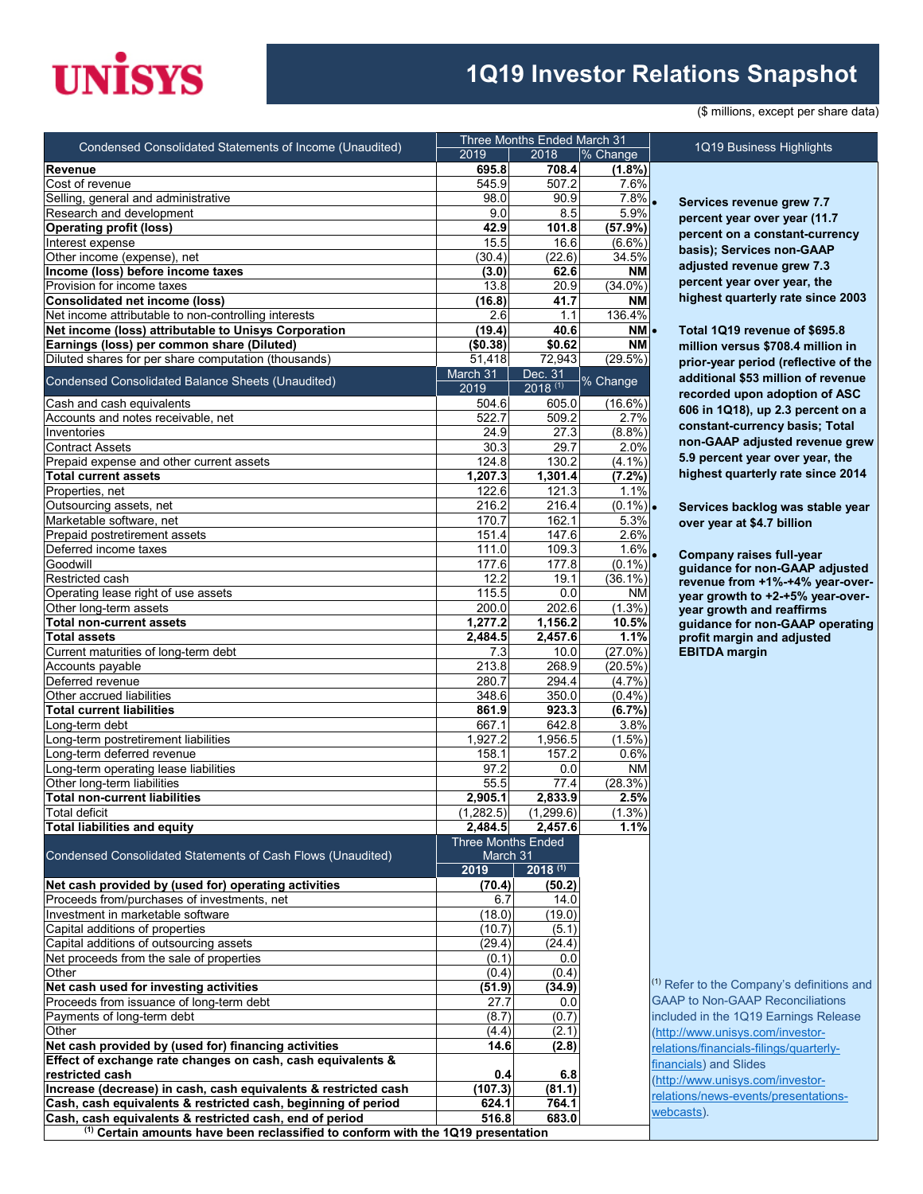# UNISYS

## 1Q19 Investor Relations Snapshot

($ millions, except per share data)

| Condensed Consolidated Statements of Income (Unaudited) | Three Months Ended March 31 | | |
|---|---|---|---|
| | 2019 | 2018 | % Change |
| **Revenue** | **695.8** | **708.4** | **(1.8%)** |
| Cost of revenue | 545.9 | 507.2 | 7.6% |
| Selling, general and administrative | 98.0 | 90.9 | 7.8% |
| Research and development | 9.0 | 8.5 | 5.9% |
| **Operating profit (loss)** | **42.9** | **101.8** | **(57.9%)** |
| Interest expense | 15.5 | 16.6 | (6.6%) |
| Other income (expense), net | (30.4) | (22.6) | 34.5% |
| **Income (loss) before income taxes** | **(3.0)** | **62.6** | **NM** |
| Provision for income taxes | 13.8 | 20.9 | (34.0%) |
| **Consolidated net income (loss)** | **(16.8)** | **41.7** | **NM** |
| Net income attributable to non-controlling interests | 2.6 | 1.1 | 136.4% |
| **Net income (loss) attributable to Unisys Corporation** | **(19.4)** | **40.6** | **NM** |
| **Earnings (loss) per common share (Diluted)** | **($0.38)** | **$0.62** | **NM** |
| Diluted shares for per share computation (thousands) | 51,418 | 72,943 | (29.5%) |

| Condensed Consolidated Balance Sheets (Unaudited) | March 31 2019 | Dec. 31 2018 [1] | % Change |
|---|---|---|---|
| Cash and cash equivalents | 504.6 | 605.0 | (16.6%) |
| Accounts and notes receivable, net | 522.7 | 509.2 | 2.7% |
| Inventories | 24.9 | 27.3 | (8.8%) |
| Contract Assets | 30.3 | 29.7 | 2.0% |
| Prepaid expense and other current assets | 124.8 | 130.2 | (4.1%) |
| **Total current assets** | **1,207.3** | **1,301.4** | **(7.2%)** |
| Properties, net | 122.6 | 121.3 | 1.1% |
| Outsourcing assets, net | 216.2 | 216.4 | (0.1%) |
| Marketable software, net | 170.7 | 162.1 | 5.3% |
| Prepaid postretirement assets | 151.4 | 147.6 | 2.6% |
| Deferred income taxes | 111.0 | 109.3 | 1.6% |
| Goodwill | 177.6 | 177.8 | (0.1%) |
| Restricted cash | 12.2 | 19.1 | (36.1%) |
| Operating lease right of use assets | 115.5 | 0.0 | NM |
| Other long-term assets | 200.0 | 202.6 | (1.3%) |
| **Total non-current assets** | **1,277.2** | **1,156.2** | **10.5%** |
| **Total assets** | **2,484.5** | **2,457.6** | **1.1%** |
| Current maturities of long-term debt | 7.3 | 10.0 | (27.0%) |
| Accounts payable | 213.8 | 268.9 | (20.5%) |
| Deferred revenue | 280.7 | 294.4 | (4.7%) |
| Other accrued liabilities | 348.6 | 350.0 | (0.4%) |
| **Total current liabilities** | **861.9** | **923.3** | **(6.7%)** |
| Long-term debt | 667.1 | 642.8 | 3.8% |
| Long-term postretirement liabilities | 1,927.2 | 1,956.5 | (1.5%) |
| Long-term deferred revenue | 158.1 | 157.2 | 0.6% |
| Long-term operating lease liabilities | 97.2 | 0.0 | NM |
| Other long-term liabilities | 55.5 | 77.4 | (28.3%) |
| **Total non-current liabilities** | **2,905.1** | **2,833.9** | **2.5%** |
| Total deficit | (1,282.5) | (1,299.6) | (1.3%) |
| **Total liabilities and equity** | **2,484.5** | **2,457.6** | **1.1%** |

| Condensed Consolidated Statements of Cash Flows (Unaudited) | Three Months Ended March 31 | |
|---|---|---|
| | **2019** | **2018 [1]** |
| **Net cash provided by (used for) operating activities** | **(70.4)** | **(50.2)** |
| Proceeds from/purchases of investments, net | 6.7 | 14.0 |
| Investment in marketable software | (18.0) | (19.0) |
| Capital additions of properties | (10.7) | (5.1) |
| Capital additions of outsourcing assets | (29.4) | (24.4) |
| Net proceeds from the sale of properties | (0.1) | 0.0 |
| Other | (0.4) | (0.4) |
| **Net cash used for investing activities** | **(51.9)** | **(34.9)** |
| Proceeds from issuance of long-term debt | 27.7 | 0.0 |
| Payments of long-term debt | (8.7) | (0.7) |
| Other | (4.4) | (2.1) |
| **Net cash provided by (used for) financing activities** | **14.6** | **(2.8)** |
| **Effect of exchange rate changes on cash, cash equivalents & restricted cash** | **0.4** | **6.8** |
| **Increase (decrease) in cash, cash equivalents & restricted cash** | **(107.3)** | **(81.1)** |
| **Cash, cash equivalents & restricted cash, beginning of period** | **624.1** | **764.1** |
| **Cash, cash equivalents & restricted cash, end of period** | **516.8** | **683.0** |

**[1] Certain amounts have been reclassified to conform with the 1Q19 presentation**

### 1Q19 Business Highlights

- **Services revenue grew 7.7 percent year over year (11.7 percent on a constant-currency basis); Services non-GAAP adjusted revenue grew 7.3 percent year over year, the highest quarterly rate since 2003**
- **Total 1Q19 revenue of $695.8 million versus $708.4 million in prior-year period (reflective of the additional $53 million of revenue recorded upon adoption of ASC 606 in 1Q18), up 2.3 percent on a constant-currency basis; Total non-GAAP adjusted revenue grew 5.9 percent year over year, the highest quarterly rate since 2014**
- **Services backlog was stable year over year at $4.7 billion**
- **Company raises full-year guidance for non-GAAP adjusted revenue from +1%-+4% year-over-year growth to +2-+5% year-over-year growth and reaffirms guidance for non-GAAP operating profit margin and adjusted EBITDA margin**

[1] Refer to the Company's definitions and GAAP to Non-GAAP Reconciliations included in the 1Q19 Earnings Release (http://www.unisys.com/investor-relations/financials-filings/quarterly-financials) and Slides (http://www.unisys.com/investor-relations/news-events/presentations-webcasts).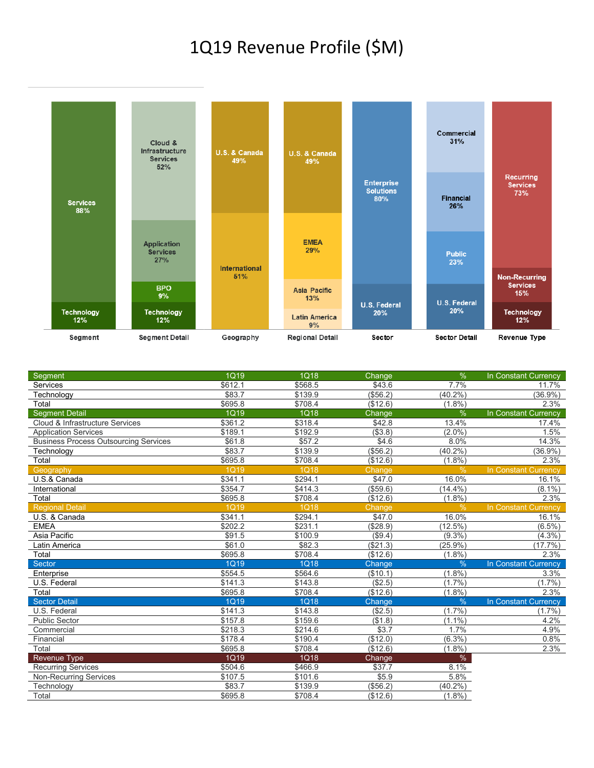# 1Q19 Revenue Profile ($M)

| Segment | 1Q19 | 1Q18 | Change | % | In Constant Currency |
|---|---|---|---|---|---|
| Services | $612.1 | $568.5 | $43.6 | 7.7% | 11.7% |
| Technology | $83.7 | $139.9 | ($56.2) | (40.2%) | (36.9%) |
| Total | $695.8 | $708.4 | ($12.6) | (1.8%) | 2.3% |
| **Segment Detail** | **1Q19** | **1Q18** | **Change** | **%** | **In Constant Currency** |
| Cloud & Infrastructure Services | $361.2 | $318.4 | $42.8 | 13.4% | 17.4% |
| Application Services | $189.1 | $192.9 | ($3.8) | (2.0%) | 1.5% |
| Business Process Outsourcing Services | $61.8 | $57.2 | $4.6 | 8.0% | 14.3% |
| Technology | $83.7 | $139.9 | ($56.2) | (40.2%) | (36.9%) |
| Total | $695.8 | $708.4 | ($12.6) | (1.8%) | 2.3% |
| **Geography** | **1Q19** | **1Q18** | **Change** | **%** | **In Constant Currency** |
| U.S.& Canada | $341.1 | $294.1 | $47.0 | 16.0% | 16.1% |
| International | $354.7 | $414.3 | ($59.6) | (14.4%) | (8.1%) |
| Total | $695.8 | $708.4 | ($12.6) | (1.8%) | 2.3% |
| **Regional Detail** | **1Q19** | **1Q18** | **Change** | **%** | **In Constant Currency** |
| U.S. & Canada | $341.1 | $294.1 | $47.0 | 16.0% | 16.1% |
| EMEA | $202.2 | $231.1 | ($28.9) | (12.5%) | (6.5%) |
| Asia Pacific | $91.5 | $100.9 | ($9.4) | (9.3%) | (4.3%) |
| Latin America | $61.0 | $82.3 | ($21.3) | (25.9%) | (17.7%) |
| Total | $695.8 | $708.4 | ($12.6) | (1.8%) | 2.3% |
| **Sector** | **1Q19** | **1Q18** | **Change** | **%** | **In Constant Currency** |
| Enterprise | $554.5 | $564.6 | ($10.1) | (1.8%) | 3.3% |
| U.S. Federal | $141.3 | $143.8 | ($2.5) | (1.7%) | (1.7%) |
| Total | $695.8 | $708.4 | ($12.6) | (1.8%) | 2.3% |
| **Sector Detail** | **1Q19** | **1Q18** | **Change** | **%** | **In Constant Currency** |
| U.S. Federal | $141.3 | $143.8 | ($2.5) | (1.7%) | (1.7%) |
| Public Sector | $157.8 | $159.6 | ($1.8) | (1.1%) | 4.2% |
| Commercial | $218.3 | $214.6 | $3.7 | 1.7% | 4.9% |
| Financial | $178.4 | $190.4 | ($12.0) | (6.3%) | 0.8% |
| Total | $695.8 | $708.4 | ($12.6) | (1.8%) | 2.3% |
| **Revenue Type** | **1Q19** | **1Q18** | **Change** | **%** | |
| Recurring Services | $504.6 | $466.9 | $37.7 | 8.1% | |
| Non-Recurring Services | $107.5 | $101.6 | $5.9 | 5.8% | |
| Technology | $83.7 | $139.9 | ($56.2) | (40.2%) | |
| Total | $695.8 | $708.4 | ($12.6) | (1.8%) | |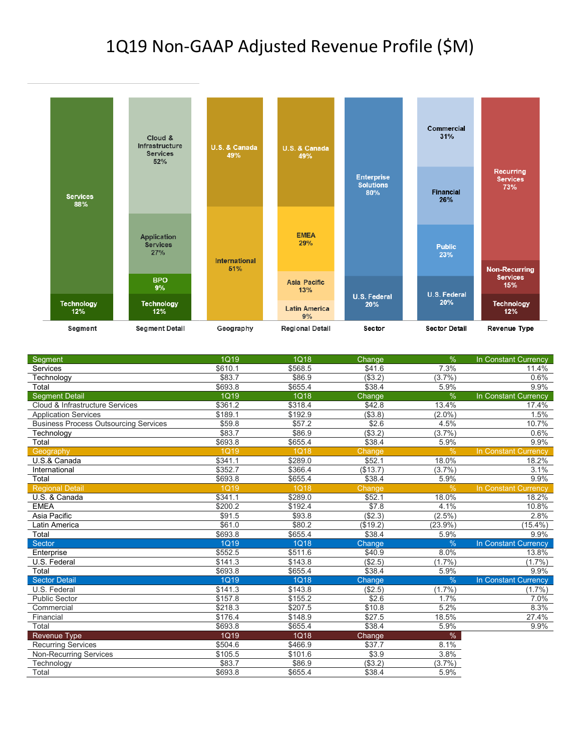# 1Q19 Non-GAAP Adjusted Revenue Profile ($M)

Services 88%
Technology 12%
Segment

Cloud & Infrastructure Services 52%
Application Services 27%
BPO 9%
Technology 12%
Segment Detail

U.S. & Canada 49%
International 51%
Geography

U.S. & Canada 49%
EMEA 29%
Asia Pacific 13%
Latin America 9%
Regional Detail

Enterprise Solutions 80%
U.S. Federal 20%
Sector

Commercial 31%
Financial 26%
Public 23%
U.S. Federal 20%
Sector Detail

Recurring Services 73%
Non-Recurring Services 15%
Technology 12%
Revenue Type

| Segment | 1Q19 | 1Q18 | Change | % | In Constant Currency |
|---|---|---|---|---|---|
| Services | $610.1 | $568.5 | $41.6 | 7.3% | 11.4% |
| Technology | $83.7 | $86.9 | ($3.2) | (3.7%) | 0.6% |
| Total | $693.8 | $655.4 | $38.4 | 5.9% | 9.9% |
| **Segment Detail** | **1Q19** | **1Q18** | **Change** | **%** | **In Constant Currency** |
| Cloud & Infrastructure Services | $361.2 | $318.4 | $42.8 | 13.4% | 17.4% |
| Application Services | $189.1 | $192.9 | ($3.8) | (2.0%) | 1.5% |
| Business Process Outsourcing Services | $59.8 | $57.2 | $2.6 | 4.5% | 10.7% |
| Technology | $83.7 | $86.9 | ($3.2) | (3.7%) | 0.6% |
| Total | $693.8 | $655.4 | $38.4 | 5.9% | 9.9% |
| **Geography** | **1Q19** | **1Q18** | **Change** | **%** | **In Constant Currency** |
| U.S.& Canada | $341.1 | $289.0 | $52.1 | 18.0% | 18.2% |
| International | $352.7 | $366.4 | ($13.7) | (3.7%) | 3.1% |
| Total | $693.8 | $655.4 | $38.4 | 5.9% | 9.9% |
| **Regional Detail** | **1Q19** | **1Q18** | **Change** | **%** | **In Constant Currency** |
| U.S. & Canada | $341.1 | $289.0 | $52.1 | 18.0% | 18.2% |
| EMEA | $200.2 | $192.4 | $7.8 | 4.1% | 10.8% |
| Asia Pacific | $91.5 | $93.8 | ($2.3) | (2.5%) | 2.8% |
| Latin America | $61.0 | $80.2 | ($19.2) | (23.9%) | (15.4%) |
| Total | $693.8 | $655.4 | $38.4 | 5.9% | 9.9% |
| **Sector** | **1Q19** | **1Q18** | **Change** | **%** | **In Constant Currency** |
| Enterprise | $552.5 | $511.6 | $40.9 | 8.0% | 13.8% |
| U.S. Federal | $141.3 | $143.8 | ($2.5) | (1.7%) | (1.7%) |
| Total | $693.8 | $655.4 | $38.4 | 5.9% | 9.9% |
| **Sector Detail** | **1Q19** | **1Q18** | **Change** | **%** | **In Constant Currency** |
| U.S. Federal | $141.3 | $143.8 | ($2.5) | (1.7%) | (1.7%) |
| Public Sector | $157.8 | $155.2 | $2.6 | 1.7% | 7.0% |
| Commercial | $218.3 | $207.5 | $10.8 | 5.2% | 8.3% |
| Financial | $176.4 | $148.9 | $27.5 | 18.5% | 27.4% |
| Total | $693.8 | $655.4 | $38.4 | 5.9% | 9.9% |
| **Revenue Type** | **1Q19** | **1Q18** | **Change** | **%** | |
| Recurring Services | $504.6 | $466.9 | $37.7 | 8.1% | |
| Non-Recurring Services | $105.5 | $101.6 | $3.9 | 3.8% | |
| Technology | $83.7 | $86.9 | ($3.2) | (3.7%) | |
| Total | $693.8 | $655.4 | $38.4 | 5.9% | |